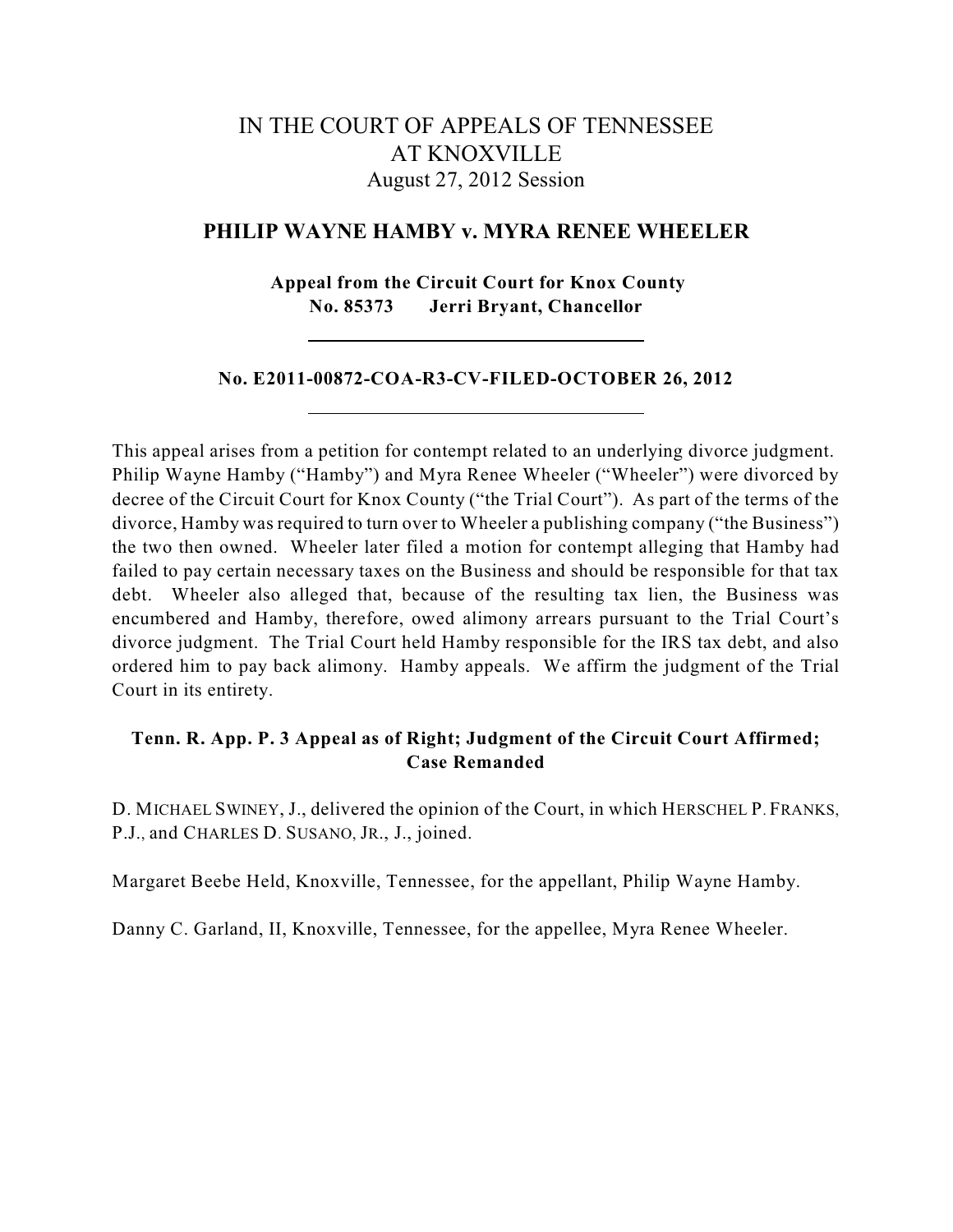# IN THE COURT OF APPEALS OF TENNESSEE
# AT KNOXVILLE
August 27, 2012 Session

## PHILIP WAYNE HAMBY v. MYRA RENEE WHEELER

**Appeal from the Circuit Court for Knox County**
**No. 85373 Jerri Bryant, Chancellor**

---

**No. E2011-00872-COA-R3-CV-FILED-OCTOBER 26, 2012**

---

This appeal arises from a petition for contempt related to an underlying divorce judgment. Philip Wayne Hamby ("Hamby") and Myra Renee Wheeler ("Wheeler") were divorced by decree of the Circuit Court for Knox County ("the Trial Court"). As part of the terms of the divorce, Hamby was required to turn over to Wheeler a publishing company ("the Business") the two then owned. Wheeler later filed a motion for contempt alleging that Hamby had failed to pay certain necessary taxes on the Business and should be responsible for that tax debt. Wheeler also alleged that, because of the resulting tax lien, the Business was encumbered and Hamby, therefore, owed alimony arrears pursuant to the Trial Court's divorce judgment. The Trial Court held Hamby responsible for the IRS tax debt, and also ordered him to pay back alimony. Hamby appeals. We affirm the judgment of the Trial Court in its entirety.

**Tenn. R. App. P. 3 Appeal as of Right; Judgment of the Circuit Court Affirmed; Case Remanded**

D. MICHAEL SWINEY, J., delivered the opinion of the Court, in which HERSCHEL P. FRANKS, P.J., and CHARLES D. SUSANO, JR., J., joined.

Margaret Beebe Held, Knoxville, Tennessee, for the appellant, Philip Wayne Hamby.

Danny C. Garland, II, Knoxville, Tennessee, for the appellee, Myra Renee Wheeler.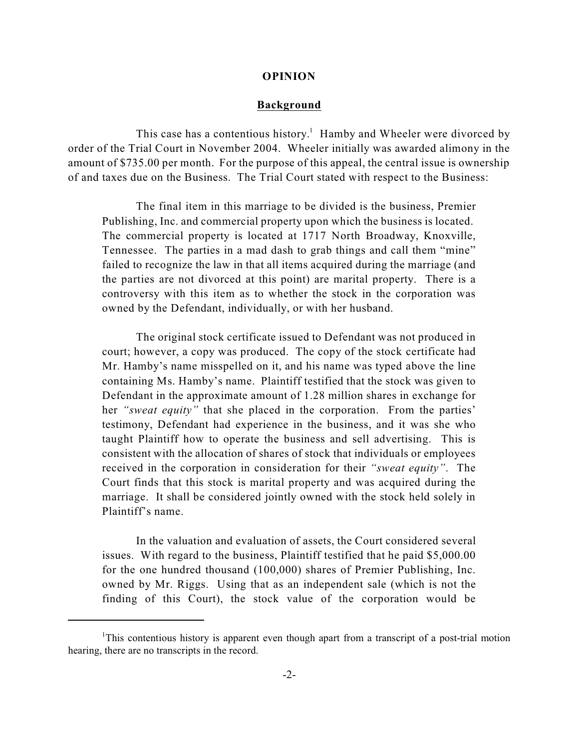**OPINION**

**Background**

This case has a contentious history.[1] Hamby and Wheeler were divorced by order of the Trial Court in November 2004. Wheeler initially was awarded alimony in the amount of $735.00 per month. For the purpose of this appeal, the central issue is ownership of and taxes due on the Business. The Trial Court stated with respect to the Business:

> The final item in this marriage to be divided is the business, Premier Publishing, Inc. and commercial property upon which the business is located. The commercial property is located at 1717 North Broadway, Knoxville, Tennessee. The parties in a mad dash to grab things and call them "mine" failed to recognize the law in that all items acquired during the marriage (and the parties are not divorced at this point) are marital property. There is a controversy with this item as to whether the stock in the corporation was owned by the Defendant, individually, or with her husband.
>
> The original stock certificate issued to Defendant was not produced in court; however, a copy was produced. The copy of the stock certificate had Mr. Hamby's name misspelled on it, and his name was typed above the line containing Ms. Hamby's name. Plaintiff testified that the stock was given to Defendant in the approximate amount of 1.28 million shares in exchange for her *"sweat equity"* that she placed in the corporation. From the parties' testimony, Defendant had experience in the business, and it was she who taught Plaintiff how to operate the business and sell advertising. This is consistent with the allocation of shares of stock that individuals or employees received in the corporation in consideration for their *"sweat equity"*. The Court finds that this stock is marital property and was acquired during the marriage. It shall be considered jointly owned with the stock held solely in Plaintiff's name.
>
> In the valuation and evaluation of assets, the Court considered several issues. With regard to the business, Plaintiff testified that he paid $5,000.00 for the one hundred thousand (100,000) shares of Premier Publishing, Inc. owned by Mr. Riggs. Using that as an independent sale (which is not the finding of this Court), the stock value of the corporation would be

[1] This contentious history is apparent even though apart from a transcript of a post-trial motion hearing, there are no transcripts in the record.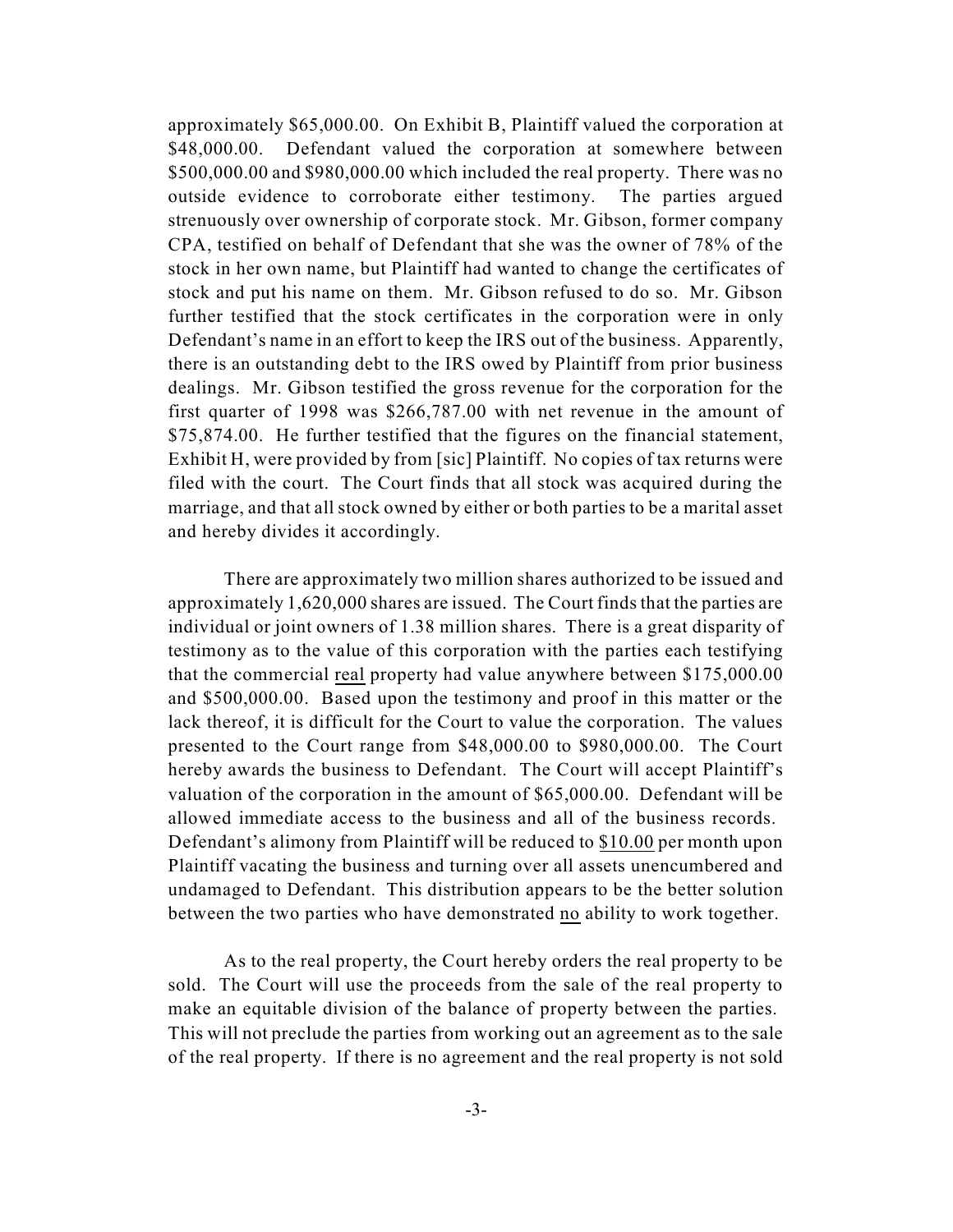approximately $65,000.00. On Exhibit B, Plaintiff valued the corporation at $48,000.00. Defendant valued the corporation at somewhere between $500,000.00 and $980,000.00 which included the real property. There was no outside evidence to corroborate either testimony. The parties argued strenuously over ownership of corporate stock. Mr. Gibson, former company CPA, testified on behalf of Defendant that she was the owner of 78% of the stock in her own name, but Plaintiff had wanted to change the certificates of stock and put his name on them. Mr. Gibson refused to do so. Mr. Gibson further testified that the stock certificates in the corporation were in only Defendant's name in an effort to keep the IRS out of the business. Apparently, there is an outstanding debt to the IRS owed by Plaintiff from prior business dealings. Mr. Gibson testified the gross revenue for the corporation for the first quarter of 1998 was $266,787.00 with net revenue in the amount of $75,874.00. He further testified that the figures on the financial statement, Exhibit H, were provided by from [sic] Plaintiff. No copies of tax returns were filed with the court. The Court finds that all stock was acquired during the marriage, and that all stock owned by either or both parties to be a marital asset and hereby divides it accordingly.

There are approximately two million shares authorized to be issued and approximately 1,620,000 shares are issued. The Court finds that the parties are individual or joint owners of 1.38 million shares. There is a great disparity of testimony as to the value of this corporation with the parties each testifying that the commercial <u>real</u> property had value anywhere between $175,000.00 and $500,000.00. Based upon the testimony and proof in this matter or the lack thereof, it is difficult for the Court to value the corporation. The values presented to the Court range from $48,000.00 to $980,000.00. The Court hereby awards the business to Defendant. The Court will accept Plaintiff's valuation of the corporation in the amount of $65,000.00. Defendant will be allowed immediate access to the business and all of the business records. Defendant's alimony from Plaintiff will be reduced to <u>$10.00</u> per month upon Plaintiff vacating the business and turning over all assets unencumbered and undamaged to Defendant. This distribution appears to be the better solution between the two parties who have demonstrated <u>no</u> ability to work together.

As to the real property, the Court hereby orders the real property to be sold. The Court will use the proceeds from the sale of the real property to make an equitable division of the balance of property between the parties. This will not preclude the parties from working out an agreement as to the sale of the real property. If there is no agreement and the real property is not sold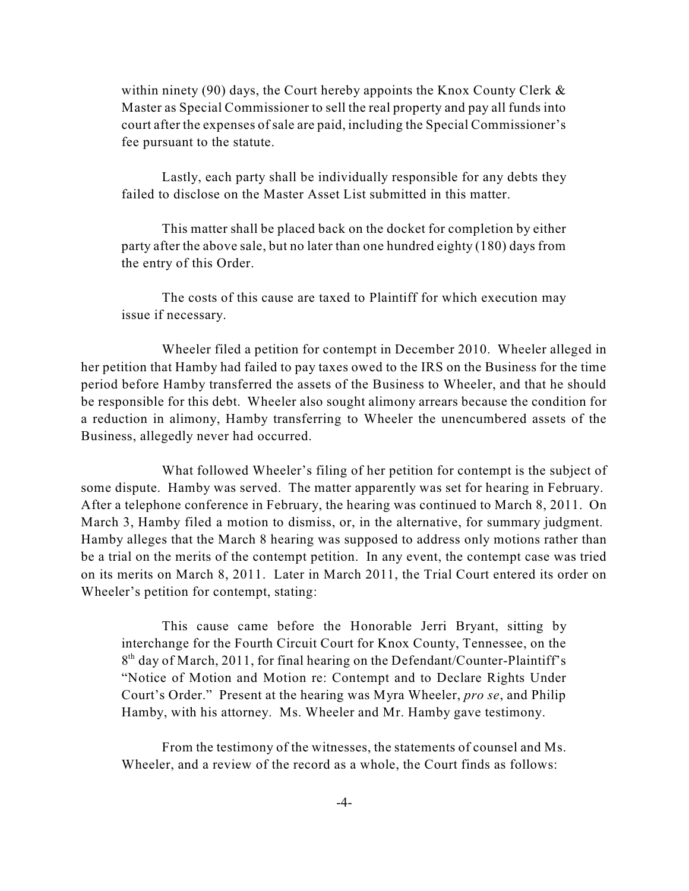within ninety (90) days, the Court hereby appoints the Knox County Clerk & Master as Special Commissioner to sell the real property and pay all funds into court after the expenses of sale are paid, including the Special Commissioner's fee pursuant to the statute.

> Lastly, each party shall be individually responsible for any debts they failed to disclose on the Master Asset List submitted in this matter.
>
> This matter shall be placed back on the docket for completion by either party after the above sale, but no later than one hundred eighty (180) days from the entry of this Order.
>
> The costs of this cause are taxed to Plaintiff for which execution may issue if necessary.

Wheeler filed a petition for contempt in December 2010. Wheeler alleged in her petition that Hamby had failed to pay taxes owed to the IRS on the Business for the time period before Hamby transferred the assets of the Business to Wheeler, and that he should be responsible for this debt. Wheeler also sought alimony arrears because the condition for a reduction in alimony, Hamby transferring to Wheeler the unencumbered assets of the Business, allegedly never had occurred.

What followed Wheeler's filing of her petition for contempt is the subject of some dispute. Hamby was served. The matter apparently was set for hearing in February. After a telephone conference in February, the hearing was continued to March 8, 2011. On March 3, Hamby filed a motion to dismiss, or, in the alternative, for summary judgment. Hamby alleges that the March 8 hearing was supposed to address only motions rather than be a trial on the merits of the contempt petition. In any event, the contempt case was tried on its merits on March 8, 2011. Later in March 2011, the Trial Court entered its order on Wheeler's petition for contempt, stating:

> This cause came before the Honorable Jerri Bryant, sitting by interchange for the Fourth Circuit Court for Knox County, Tennessee, on the 8th day of March, 2011, for final hearing on the Defendant/Counter-Plaintiff's "Notice of Motion and Motion re: Contempt and to Declare Rights Under Court's Order." Present at the hearing was Myra Wheeler, *pro se*, and Philip Hamby, with his attorney. Ms. Wheeler and Mr. Hamby gave testimony.
>
> From the testimony of the witnesses, the statements of counsel and Ms. Wheeler, and a review of the record as a whole, the Court finds as follows: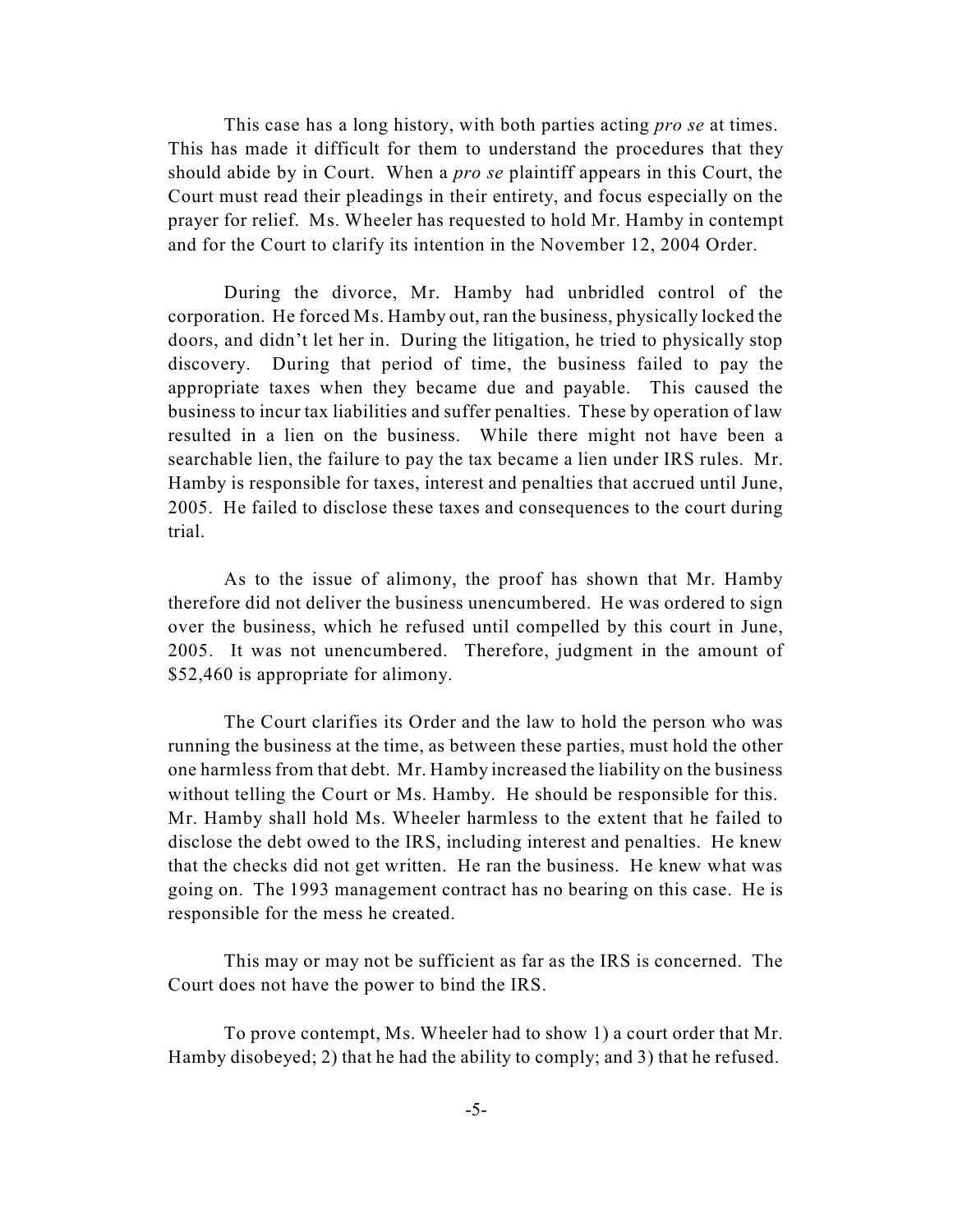This case has a long history, with both parties acting *pro se* at times. This has made it difficult for them to understand the procedures that they should abide by in Court. When a *pro se* plaintiff appears in this Court, the Court must read their pleadings in their entirety, and focus especially on the prayer for relief. Ms. Wheeler has requested to hold Mr. Hamby in contempt and for the Court to clarify its intention in the November 12, 2004 Order.

During the divorce, Mr. Hamby had unbridled control of the corporation. He forced Ms. Hamby out, ran the business, physically locked the doors, and didn't let her in. During the litigation, he tried to physically stop discovery. During that period of time, the business failed to pay the appropriate taxes when they became due and payable. This caused the business to incur tax liabilities and suffer penalties. These by operation of law resulted in a lien on the business. While there might not have been a searchable lien, the failure to pay the tax became a lien under IRS rules. Mr. Hamby is responsible for taxes, interest and penalties that accrued until June, 2005. He failed to disclose these taxes and consequences to the court during trial.

As to the issue of alimony, the proof has shown that Mr. Hamby therefore did not deliver the business unencumbered. He was ordered to sign over the business, which he refused until compelled by this court in June, 2005. It was not unencumbered. Therefore, judgment in the amount of $52,460 is appropriate for alimony.

The Court clarifies its Order and the law to hold the person who was running the business at the time, as between these parties, must hold the other one harmless from that debt. Mr. Hamby increased the liability on the business without telling the Court or Ms. Hamby. He should be responsible for this. Mr. Hamby shall hold Ms. Wheeler harmless to the extent that he failed to disclose the debt owed to the IRS, including interest and penalties. He knew that the checks did not get written. He ran the business. He knew what was going on. The 1993 management contract has no bearing on this case. He is responsible for the mess he created.

This may or may not be sufficient as far as the IRS is concerned. The Court does not have the power to bind the IRS.

To prove contempt, Ms. Wheeler had to show 1) a court order that Mr. Hamby disobeyed; 2) that he had the ability to comply; and 3) that he refused.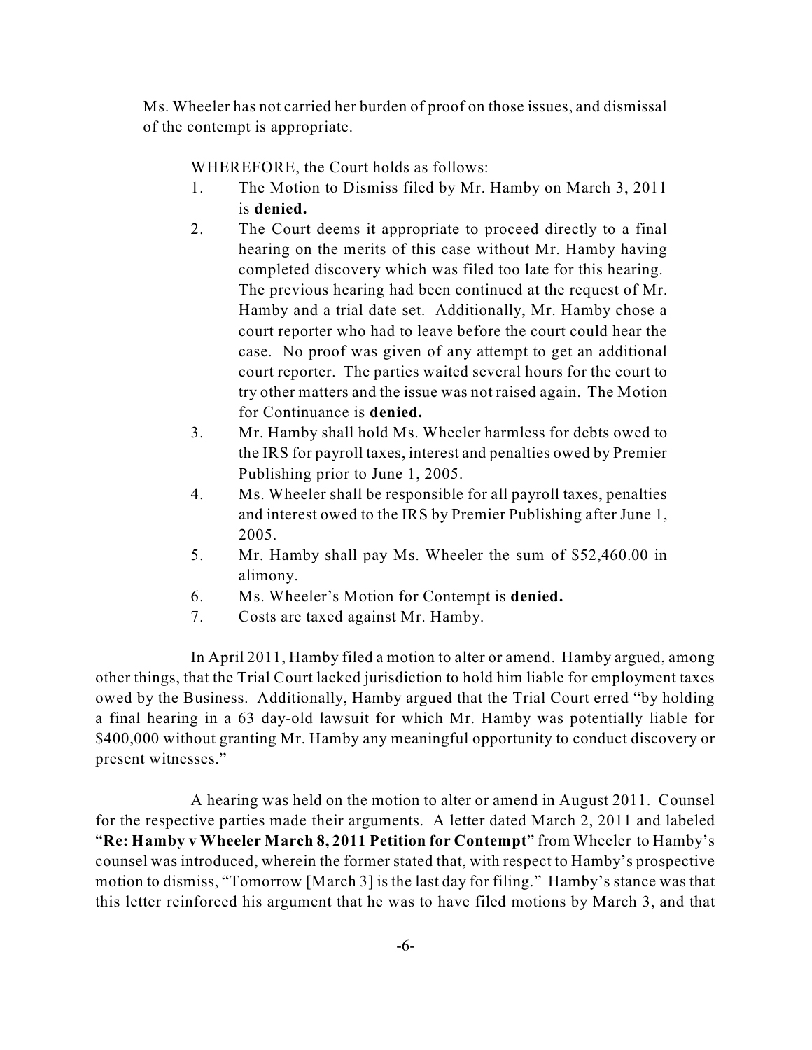Ms. Wheeler has not carried her burden of proof on those issues, and dismissal of the contempt is appropriate.

WHEREFORE, the Court holds as follows:

1. The Motion to Dismiss filed by Mr. Hamby on March 3, 2011 is **denied.**
2. The Court deems it appropriate to proceed directly to a final hearing on the merits of this case without Mr. Hamby having completed discovery which was filed too late for this hearing. The previous hearing had been continued at the request of Mr. Hamby and a trial date set. Additionally, Mr. Hamby chose a court reporter who had to leave before the court could hear the case. No proof was given of any attempt to get an additional court reporter. The parties waited several hours for the court to try other matters and the issue was not raised again. The Motion for Continuance is **denied.**
3. Mr. Hamby shall hold Ms. Wheeler harmless for debts owed to the IRS for payroll taxes, interest and penalties owed by Premier Publishing prior to June 1, 2005.
4. Ms. Wheeler shall be responsible for all payroll taxes, penalties and interest owed to the IRS by Premier Publishing after June 1, 2005.
5. Mr. Hamby shall pay Ms. Wheeler the sum of $52,460.00 in alimony.
6. Ms. Wheeler's Motion for Contempt is **denied.**
7. Costs are taxed against Mr. Hamby.

In April 2011, Hamby filed a motion to alter or amend. Hamby argued, among other things, that the Trial Court lacked jurisdiction to hold him liable for employment taxes owed by the Business. Additionally, Hamby argued that the Trial Court erred "by holding a final hearing in a 63 day-old lawsuit for which Mr. Hamby was potentially liable for $400,000 without granting Mr. Hamby any meaningful opportunity to conduct discovery or present witnesses."

A hearing was held on the motion to alter or amend in August 2011. Counsel for the respective parties made their arguments. A letter dated March 2, 2011 and labeled "**Re: Hamby v Wheeler March 8, 2011 Petition for Contempt**" from Wheeler to Hamby's counsel was introduced, wherein the former stated that, with respect to Hamby's prospective motion to dismiss, "Tomorrow [March 3] is the last day for filing." Hamby's stance was that this letter reinforced his argument that he was to have filed motions by March 3, and that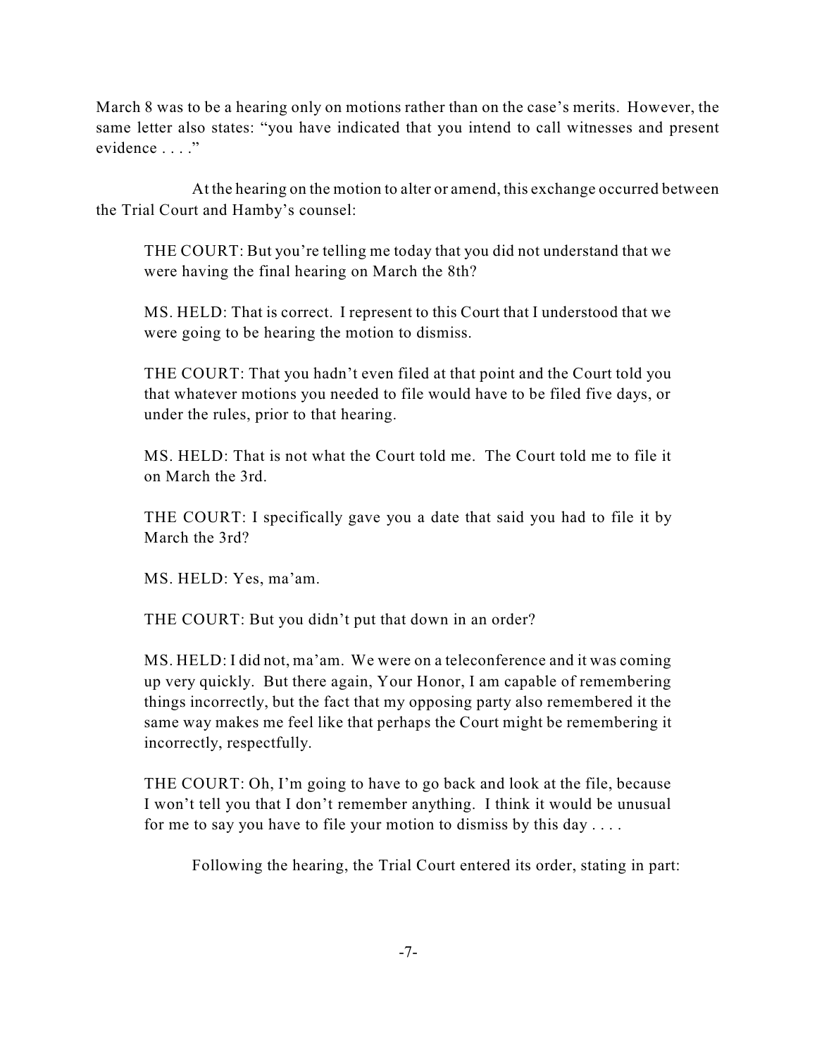March 8 was to be a hearing only on motions rather than on the case's merits. However, the same letter also states: "you have indicated that you intend to call witnesses and present evidence . . . ."

At the hearing on the motion to alter or amend, this exchange occurred between the Trial Court and Hamby's counsel:

> THE COURT: But you're telling me today that you did not understand that we were having the final hearing on March the 8th?
>
> MS. HELD: That is correct. I represent to this Court that I understood that we were going to be hearing the motion to dismiss.
>
> THE COURT: That you hadn't even filed at that point and the Court told you that whatever motions you needed to file would have to be filed five days, or under the rules, prior to that hearing.
>
> MS. HELD: That is not what the Court told me. The Court told me to file it on March the 3rd.
>
> THE COURT: I specifically gave you a date that said you had to file it by March the 3rd?
>
> MS. HELD: Yes, ma'am.
>
> THE COURT: But you didn't put that down in an order?
>
> MS. HELD: I did not, ma'am. We were on a teleconference and it was coming up very quickly. But there again, Your Honor, I am capable of remembering things incorrectly, but the fact that my opposing party also remembered it the same way makes me feel like that perhaps the Court might be remembering it incorrectly, respectfully.
>
> THE COURT: Oh, I'm going to have to go back and look at the file, because I won't tell you that I don't remember anything. I think it would be unusual for me to say you have to file your motion to dismiss by this day . . . .

Following the hearing, the Trial Court entered its order, stating in part: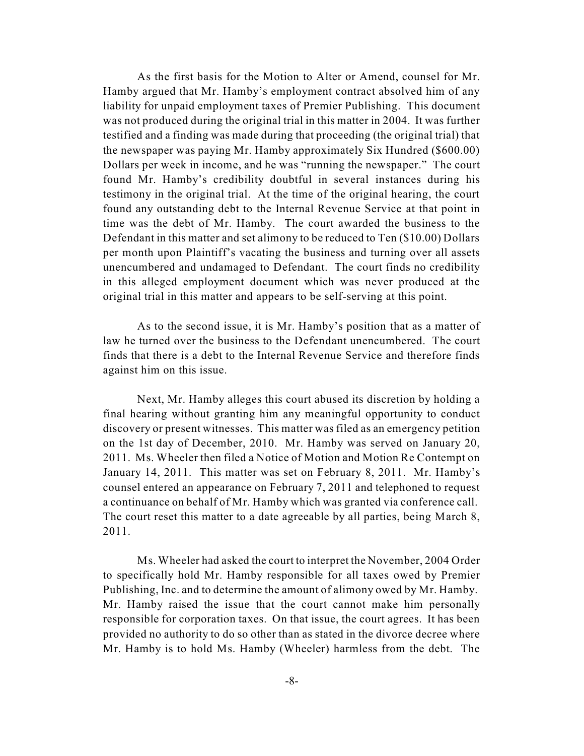As the first basis for the Motion to Alter or Amend, counsel for Mr. Hamby argued that Mr. Hamby's employment contract absolved him of any liability for unpaid employment taxes of Premier Publishing. This document was not produced during the original trial in this matter in 2004. It was further testified and a finding was made during that proceeding (the original trial) that the newspaper was paying Mr. Hamby approximately Six Hundred ($600.00) Dollars per week in income, and he was "running the newspaper." The court found Mr. Hamby's credibility doubtful in several instances during his testimony in the original trial. At the time of the original hearing, the court found any outstanding debt to the Internal Revenue Service at that point in time was the debt of Mr. Hamby. The court awarded the business to the Defendant in this matter and set alimony to be reduced to Ten ($10.00) Dollars per month upon Plaintiff's vacating the business and turning over all assets unencumbered and undamaged to Defendant. The court finds no credibility in this alleged employment document which was never produced at the original trial in this matter and appears to be self-serving at this point.

As to the second issue, it is Mr. Hamby's position that as a matter of law he turned over the business to the Defendant unencumbered. The court finds that there is a debt to the Internal Revenue Service and therefore finds against him on this issue.

Next, Mr. Hamby alleges this court abused its discretion by holding a final hearing without granting him any meaningful opportunity to conduct discovery or present witnesses. This matter was filed as an emergency petition on the 1st day of December, 2010. Mr. Hamby was served on January 20, 2011. Ms. Wheeler then filed a Notice of Motion and Motion Re Contempt on January 14, 2011. This matter was set on February 8, 2011. Mr. Hamby's counsel entered an appearance on February 7, 2011 and telephoned to request a continuance on behalf of Mr. Hamby which was granted via conference call. The court reset this matter to a date agreeable by all parties, being March 8, 2011.

Ms. Wheeler had asked the court to interpret the November, 2004 Order to specifically hold Mr. Hamby responsible for all taxes owed by Premier Publishing, Inc. and to determine the amount of alimony owed by Mr. Hamby. Mr. Hamby raised the issue that the court cannot make him personally responsible for corporation taxes. On that issue, the court agrees. It has been provided no authority to do so other than as stated in the divorce decree where Mr. Hamby is to hold Ms. Hamby (Wheeler) harmless from the debt. The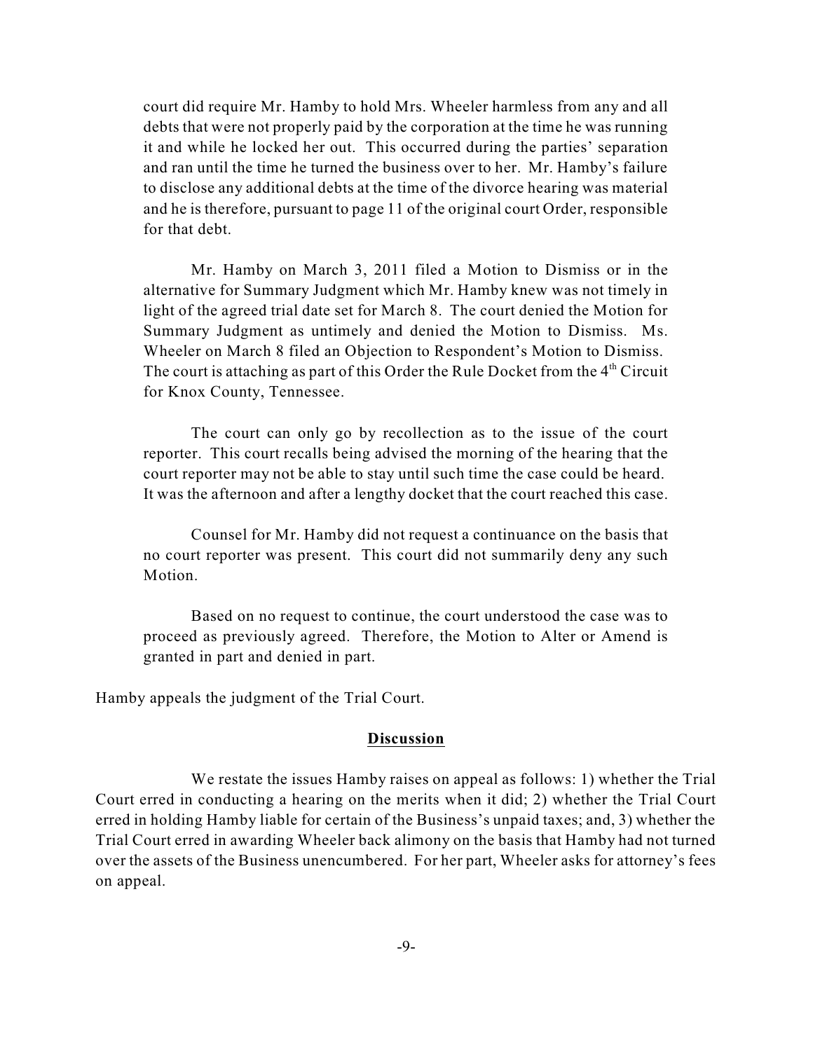court did require Mr. Hamby to hold Mrs. Wheeler harmless from any and all debts that were not properly paid by the corporation at the time he was running it and while he locked her out. This occurred during the parties' separation and ran until the time he turned the business over to her. Mr. Hamby's failure to disclose any additional debts at the time of the divorce hearing was material and he is therefore, pursuant to page 11 of the original court Order, responsible for that debt.

Mr. Hamby on March 3, 2011 filed a Motion to Dismiss or in the alternative for Summary Judgment which Mr. Hamby knew was not timely in light of the agreed trial date set for March 8. The court denied the Motion for Summary Judgment as untimely and denied the Motion to Dismiss. Ms. Wheeler on March 8 filed an Objection to Respondent's Motion to Dismiss. The court is attaching as part of this Order the Rule Docket from the 4th Circuit for Knox County, Tennessee.

The court can only go by recollection as to the issue of the court reporter. This court recalls being advised the morning of the hearing that the court reporter may not be able to stay until such time the case could be heard. It was the afternoon and after a lengthy docket that the court reached this case.

Counsel for Mr. Hamby did not request a continuance on the basis that no court reporter was present. This court did not summarily deny any such Motion.

Based on no request to continue, the court understood the case was to proceed as previously agreed. Therefore, the Motion to Alter or Amend is granted in part and denied in part.

Hamby appeals the judgment of the Trial Court.

## **Discussion**

We restate the issues Hamby raises on appeal as follows: 1) whether the Trial Court erred in conducting a hearing on the merits when it did; 2) whether the Trial Court erred in holding Hamby liable for certain of the Business's unpaid taxes; and, 3) whether the Trial Court erred in awarding Wheeler back alimony on the basis that Hamby had not turned over the assets of the Business unencumbered. For her part, Wheeler asks for attorney's fees on appeal.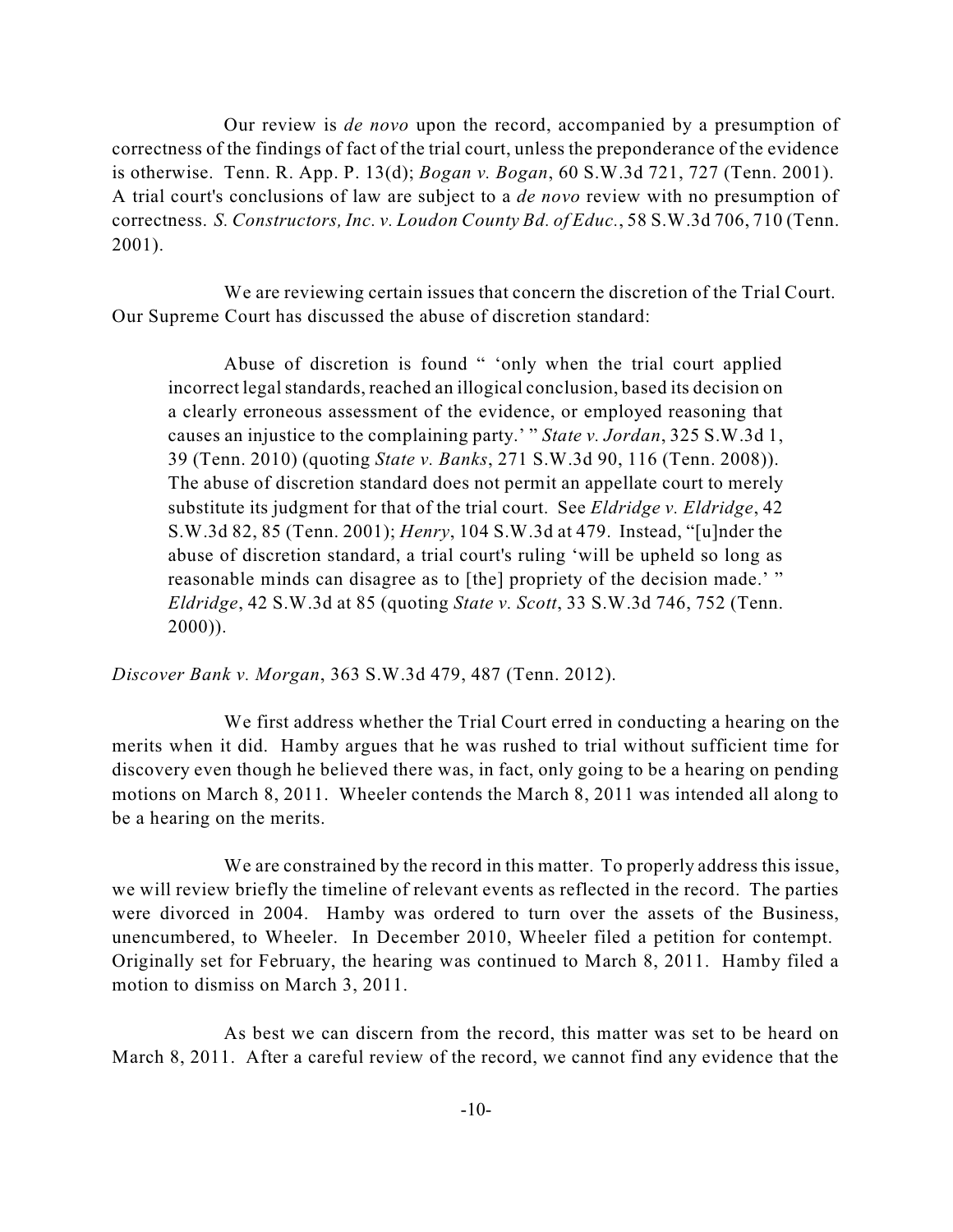Our review is *de novo* upon the record, accompanied by a presumption of correctness of the findings of fact of the trial court, unless the preponderance of the evidence is otherwise. Tenn. R. App. P. 13(d); *Bogan v. Bogan*, 60 S.W.3d 721, 727 (Tenn. 2001). A trial court's conclusions of law are subject to a *de novo* review with no presumption of correctness. *S. Constructors, Inc. v. Loudon County Bd. of Educ.*, 58 S.W.3d 706, 710 (Tenn. 2001).

We are reviewing certain issues that concern the discretion of the Trial Court. Our Supreme Court has discussed the abuse of discretion standard:

> Abuse of discretion is found " 'only when the trial court applied incorrect legal standards, reached an illogical conclusion, based its decision on a clearly erroneous assessment of the evidence, or employed reasoning that causes an injustice to the complaining party.' " *State v. Jordan*, 325 S.W.3d 1, 39 (Tenn. 2010) (quoting *State v. Banks*, 271 S.W.3d 90, 116 (Tenn. 2008)). The abuse of discretion standard does not permit an appellate court to merely substitute its judgment for that of the trial court. See *Eldridge v. Eldridge*, 42 S.W.3d 82, 85 (Tenn. 2001); *Henry*, 104 S.W.3d at 479. Instead, "[u]nder the abuse of discretion standard, a trial court's ruling 'will be upheld so long as reasonable minds can disagree as to [the] propriety of the decision made.' " *Eldridge*, 42 S.W.3d at 85 (quoting *State v. Scott*, 33 S.W.3d 746, 752 (Tenn. 2000)).

*Discover Bank v. Morgan*, 363 S.W.3d 479, 487 (Tenn. 2012).

We first address whether the Trial Court erred in conducting a hearing on the merits when it did. Hamby argues that he was rushed to trial without sufficient time for discovery even though he believed there was, in fact, only going to be a hearing on pending motions on March 8, 2011. Wheeler contends the March 8, 2011 was intended all along to be a hearing on the merits.

We are constrained by the record in this matter. To properly address this issue, we will review briefly the timeline of relevant events as reflected in the record. The parties were divorced in 2004. Hamby was ordered to turn over the assets of the Business, unencumbered, to Wheeler. In December 2010, Wheeler filed a petition for contempt. Originally set for February, the hearing was continued to March 8, 2011. Hamby filed a motion to dismiss on March 3, 2011.

As best we can discern from the record, this matter was set to be heard on March 8, 2011. After a careful review of the record, we cannot find any evidence that the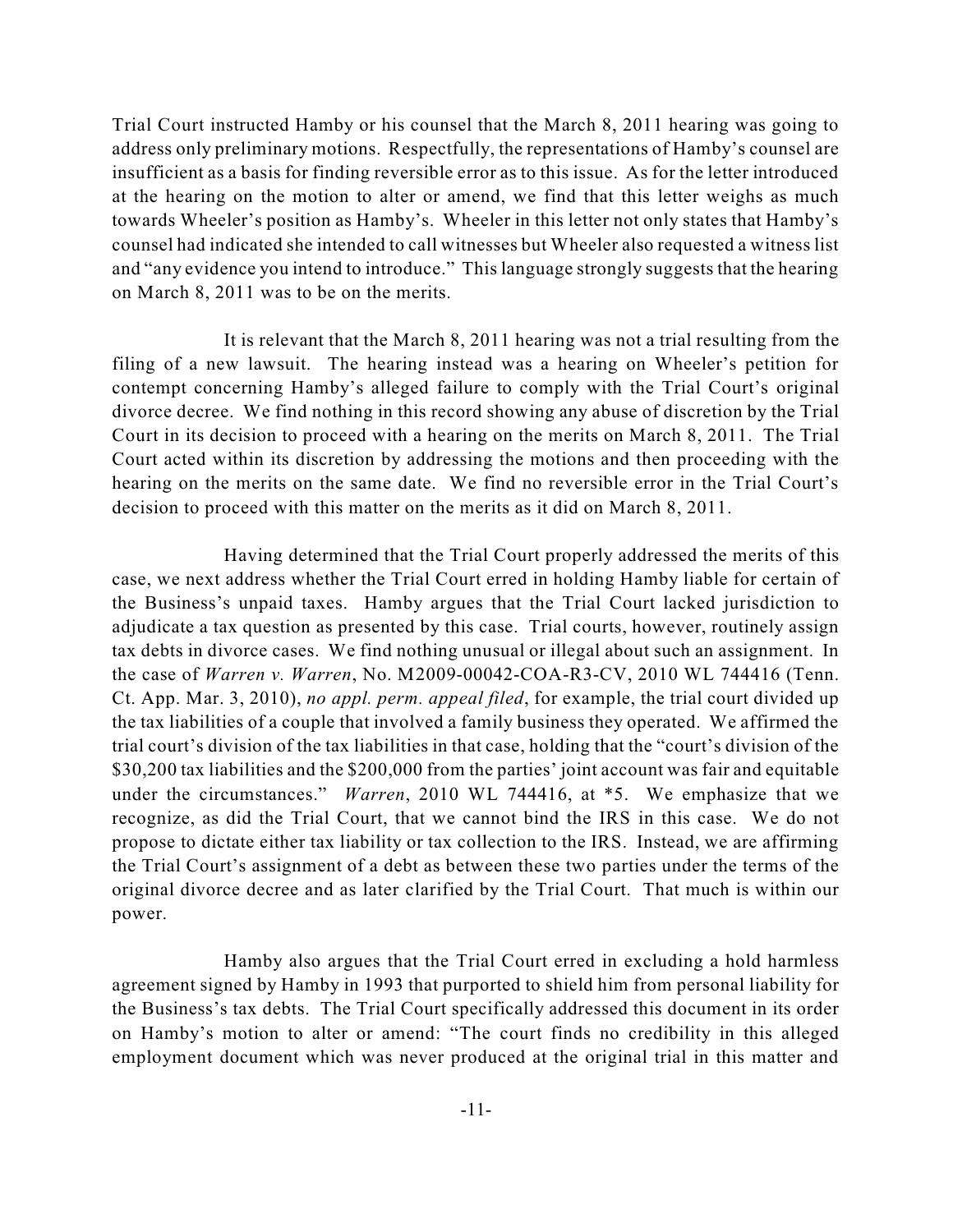Trial Court instructed Hamby or his counsel that the March 8, 2011 hearing was going to address only preliminary motions. Respectfully, the representations of Hamby's counsel are insufficient as a basis for finding reversible error as to this issue. As for the letter introduced at the hearing on the motion to alter or amend, we find that this letter weighs as much towards Wheeler's position as Hamby's. Wheeler in this letter not only states that Hamby's counsel had indicated she intended to call witnesses but Wheeler also requested a witness list and "any evidence you intend to introduce." This language strongly suggests that the hearing on March 8, 2011 was to be on the merits.

It is relevant that the March 8, 2011 hearing was not a trial resulting from the filing of a new lawsuit. The hearing instead was a hearing on Wheeler's petition for contempt concerning Hamby's alleged failure to comply with the Trial Court's original divorce decree. We find nothing in this record showing any abuse of discretion by the Trial Court in its decision to proceed with a hearing on the merits on March 8, 2011. The Trial Court acted within its discretion by addressing the motions and then proceeding with the hearing on the merits on the same date. We find no reversible error in the Trial Court's decision to proceed with this matter on the merits as it did on March 8, 2011.

Having determined that the Trial Court properly addressed the merits of this case, we next address whether the Trial Court erred in holding Hamby liable for certain of the Business's unpaid taxes. Hamby argues that the Trial Court lacked jurisdiction to adjudicate a tax question as presented by this case. Trial courts, however, routinely assign tax debts in divorce cases. We find nothing unusual or illegal about such an assignment. In the case of *Warren v. Warren*, No. M2009-00042-COA-R3-CV, 2010 WL 744416 (Tenn. Ct. App. Mar. 3, 2010), *no appl. perm. appeal filed*, for example, the trial court divided up the tax liabilities of a couple that involved a family business they operated. We affirmed the trial court's division of the tax liabilities in that case, holding that the "court's division of the $30,200 tax liabilities and the $200,000 from the parties' joint account was fair and equitable under the circumstances." *Warren*, 2010 WL 744416, at *5. We emphasize that we recognize, as did the Trial Court, that we cannot bind the IRS in this case. We do not propose to dictate either tax liability or tax collection to the IRS. Instead, we are affirming the Trial Court's assignment of a debt as between these two parties under the terms of the original divorce decree and as later clarified by the Trial Court. That much is within our power.

Hamby also argues that the Trial Court erred in excluding a hold harmless agreement signed by Hamby in 1993 that purported to shield him from personal liability for the Business's tax debts. The Trial Court specifically addressed this document in its order on Hamby's motion to alter or amend: "The court finds no credibility in this alleged employment document which was never produced at the original trial in this matter and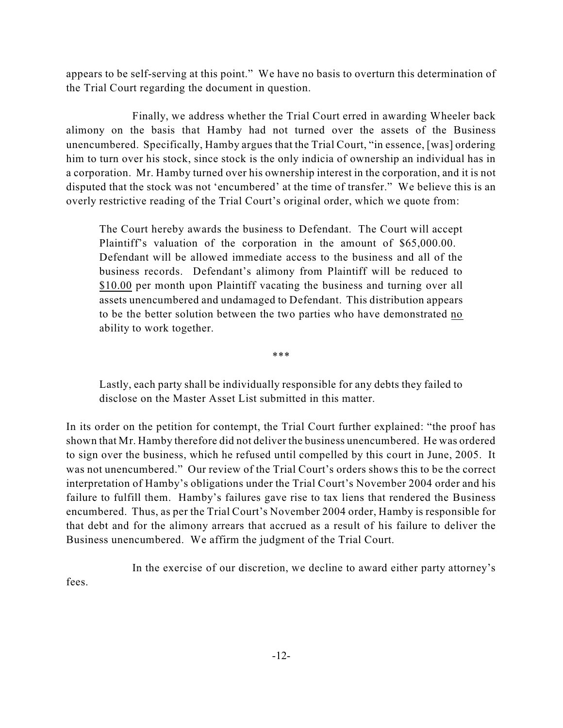appears to be self-serving at this point." We have no basis to overturn this determination of the Trial Court regarding the document in question.

Finally, we address whether the Trial Court erred in awarding Wheeler back alimony on the basis that Hamby had not turned over the assets of the Business unencumbered. Specifically, Hamby argues that the Trial Court, "in essence, [was] ordering him to turn over his stock, since stock is the only indicia of ownership an individual has in a corporation. Mr. Hamby turned over his ownership interest in the corporation, and it is not disputed that the stock was not 'encumbered' at the time of transfer." We believe this is an overly restrictive reading of the Trial Court's original order, which we quote from:

> The Court hereby awards the business to Defendant. The Court will accept Plaintiff's valuation of the corporation in the amount of \$65,000.00. Defendant will be allowed immediate access to the business and all of the business records. Defendant's alimony from Plaintiff will be reduced to <u>\$10.00</u> per month upon Plaintiff vacating the business and turning over all assets unencumbered and undamaged to Defendant. This distribution appears to be the better solution between the two parties who have demonstrated <u>no</u> ability to work together.
>
> \*\*\*
>
> Lastly, each party shall be individually responsible for any debts they failed to disclose on the Master Asset List submitted in this matter.

In its order on the petition for contempt, the Trial Court further explained: "the proof has shown that Mr. Hamby therefore did not deliver the business unencumbered. He was ordered to sign over the business, which he refused until compelled by this court in June, 2005. It was not unencumbered." Our review of the Trial Court's orders shows this to be the correct interpretation of Hamby's obligations under the Trial Court's November 2004 order and his failure to fulfill them. Hamby's failures gave rise to tax liens that rendered the Business encumbered. Thus, as per the Trial Court's November 2004 order, Hamby is responsible for that debt and for the alimony arrears that accrued as a result of his failure to deliver the Business unencumbered. We affirm the judgment of the Trial Court.

In the exercise of our discretion, we decline to award either party attorney's fees.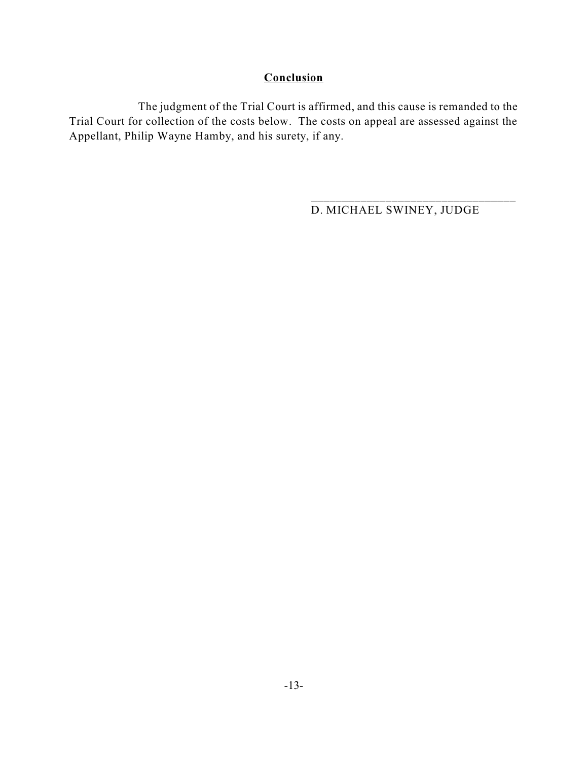## Conclusion

The judgment of the Trial Court is affirmed, and this cause is remanded to the Trial Court for collection of the costs below. The costs on appeal are assessed against the Appellant, Philip Wayne Hamby, and his surety, if any.

\_\_\_\_\_\_\_\_\_\_\_\_\_\_\_\_\_\_\_\_\_\_\_\_\_\_\_\_\_\_\_\_\_\_\_\_

D. MICHAEL SWINEY, JUDGE